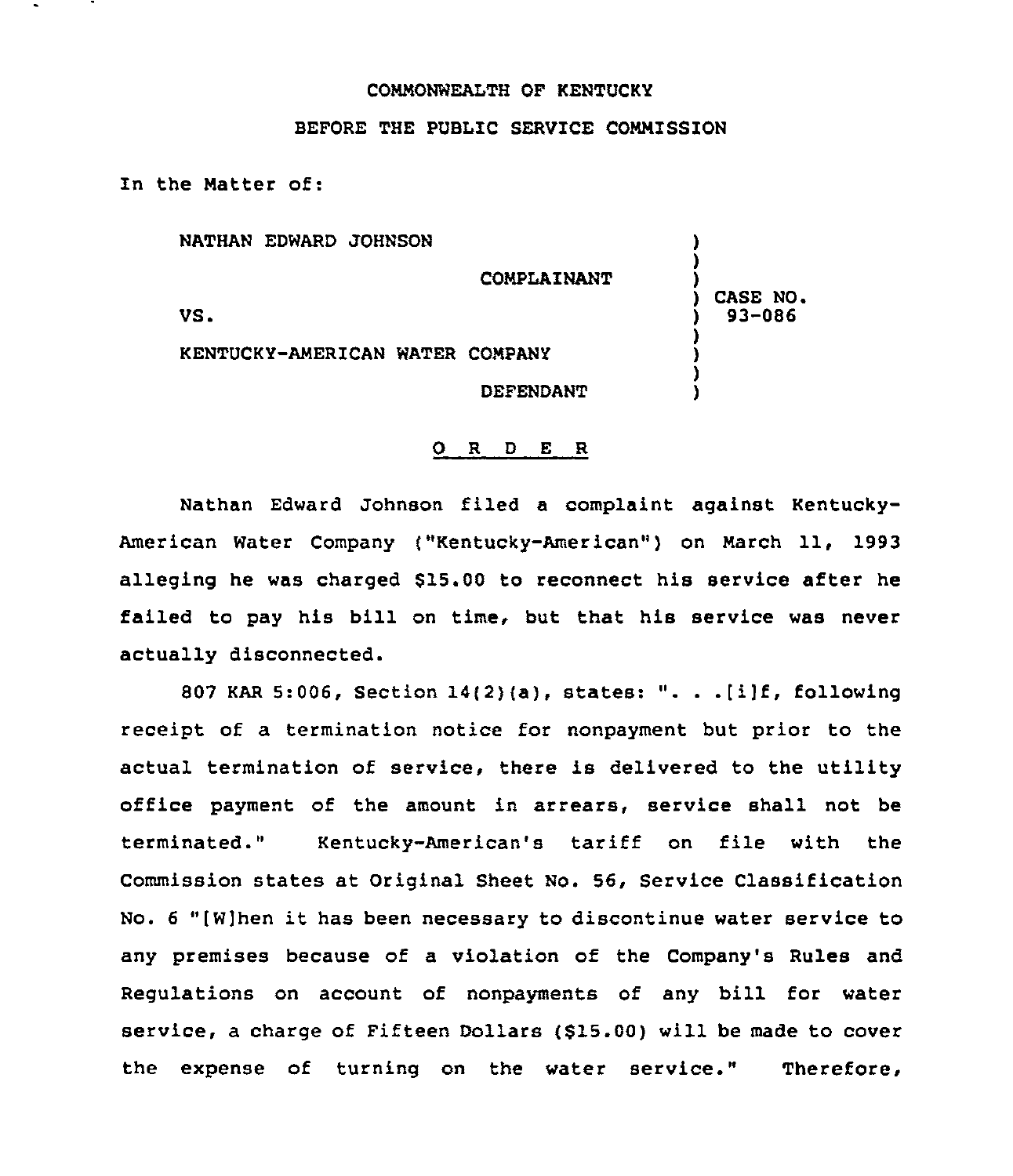COMMONWEALTH OF KENTUCKY

BEFORE THE PUBLIC SERVICE COMMISSION

In the Matter of:

| | | |
|---|---|---|
| NATHAN EDWARD JOHNSON | ) | |
| COMPLAINANT | ) | |
| VS. | ) | CASE NO. 93-086 |
| KENTUCKY-AMERICAN WATER COMPANY | ) | |
| DEFENDANT | ) | |

O R D E R

Nathan Edward Johnson filed a complaint against Kentucky-American Water Company ("Kentucky-American") on March 11, 1993 alleging he was charged $15.00 to reconnect his service after he failed to pay his bill on time, but that his service was never actually disconnected.

807 KAR 5:006, Section 14(2)(a), states: ". . .[i]f, following receipt of a termination notice for nonpayment but prior to the actual termination of service, there is delivered to the utility office payment of the amount in arrears, service shall not be terminated." Kentucky-American's tariff on file with the Commission states at Original Sheet No. 56, Service Classification No. 6 "[W]hen it has been necessary to discontinue water service to any premises because of a violation of the Company's Rules and Regulations on account of nonpayments of any bill for water service, a charge of Fifteen Dollars ($15.00) will be made to cover the expense of turning on the water service." Therefore,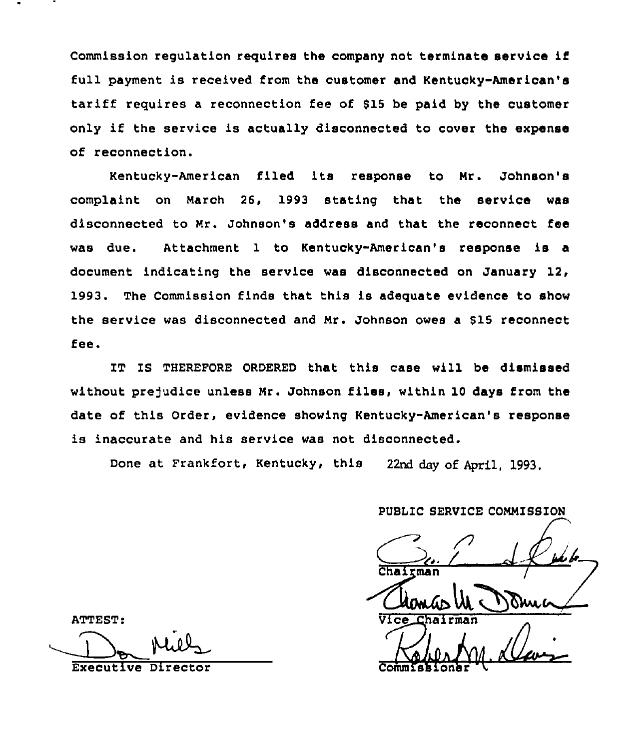Commission regulation requires the company not terminate service if full payment is received from the customer and Kentucky-American's tariff requires a reconnection fee of $15 be paid by the customer only if the service is actually disconnected to cover the expense of reconnection.

Kentucky-American filed its response to Mr. Johnson's complaint on March 26, 1993 stating that the service was disconnected to Mr. Johnson's address and that the reconnect fee was due. Attachment 1 to Kentucky-American's response is a document indicating the service was disconnected on January 12, 1993. The Commission finds that this is adequate evidence to show the service was disconnected and Mr. Johnson owes a $15 reconnect fee.

IT IS THEREFORE ORDERED that this case will be dismissed without prejudice unless Mr. Johnson files, within 10 days from the date of this Order, evidence showing Kentucky-American's response is inaccurate and his service was not disconnected.

Done at Frankfort, Kentucky, this 22nd day of April, 1993.

PUBLIC SERVICE COMMISSION

Chairman

Vice Chairman

Commissioner

ATTEST:

Executive Director